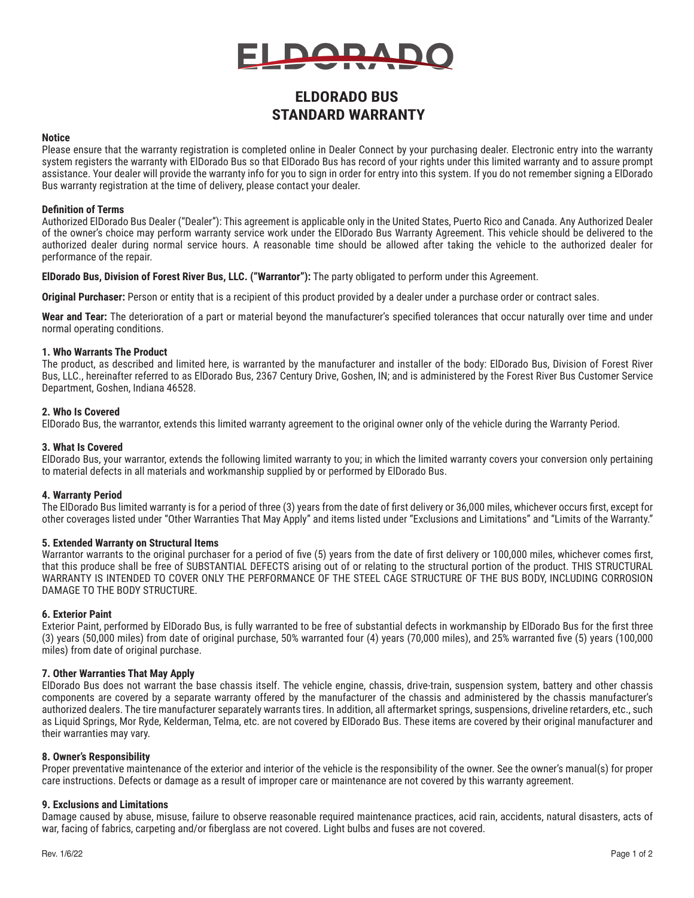# ELDORADO

# ELDORADO BUS STANDARD WARRANTY

### Notice

Please ensure that the warranty registration is completed online in Dealer Connect by your purchasing dealer. Electronic entry into the warranty system registers the warranty with ElDorado Bus so that ElDorado Bus has record of your rights under this limited warranty and to assure prompt assistance. Your dealer will provide the warranty info for you to sign in order for entry into this system. If you do not remember signing a ElDorado Bus warranty registration at the time of delivery, please contact your dealer.

### Definition of Terms

Authorized ElDorado Bus Dealer ("Dealer"): This agreement is applicable only in the United States, Puerto Rico and Canada. Any Authorized Dealer of the owner's choice may perform warranty service work under the ElDorado Bus Warranty Agreement. This vehicle should be delivered to the authorized dealer during normal service hours. A reasonable time should be allowed after taking the vehicle to the authorized dealer for performance of the repair.

**ElDorado Bus, Division of Forest River Bus, LLC. ("Warrantor"):** The party obligated to perform under this Agreement.

**Original Purchaser:** Person or entity that is a recipient of this product provided by a dealer under a purchase order or contract sales.

**Wear and Tear:** The deterioration of a part or material beyond the manufacturer's specified tolerances that occur naturally over time and under normal operating conditions.

### 1. Who Warrants The Product

The product, as described and limited here, is warranted by the manufacturer and installer of the body: ElDorado Bus, Division of Forest River Bus, LLC., hereinafter referred to as ElDorado Bus, 2367 Century Drive, Goshen, IN; and is administered by the Forest River Bus Customer Service Department, Goshen, Indiana 46528.

### 2. Who Is Covered

ElDorado Bus, the warrantor, extends this limited warranty agreement to the original owner only of the vehicle during the Warranty Period.

### 3. What Is Covered

ElDorado Bus, your warrantor, extends the following limited warranty to you; in which the limited warranty covers your conversion only pertaining to material defects in all materials and workmanship supplied by or performed by ElDorado Bus.

### 4. Warranty Period

The ElDorado Bus limited warranty is for a period of three (3) years from the date of first delivery or 36,000 miles, whichever occurs first, except for other coverages listed under "Other Warranties That May Apply" and items listed under "Exclusions and Limitations" and "Limits of the Warranty."

### 5. Extended Warranty on Structural Items

Warrantor warrants to the original purchaser for a period of five (5) years from the date of first delivery or 100,000 miles, whichever comes first, that this produce shall be free of SUBSTANTIAL DEFECTS arising out of or relating to the structural portion of the product. THIS STRUCTURAL WARRANTY IS INTENDED TO COVER ONLY THE PERFORMANCE OF THE STEEL CAGE STRUCTURE OF THE BUS BODY, INCLUDING CORROSION DAMAGE TO THE BODY STRUCTURE.

### 6. Exterior Paint

Exterior Paint, performed by ElDorado Bus, is fully warranted to be free of substantial defects in workmanship by ElDorado Bus for the first three (3) years (50,000 miles) from date of original purchase, 50% warranted four (4) years (70,000 miles), and 25% warranted five (5) years (100,000 miles) from date of original purchase.

### 7. Other Warranties That May Apply

ElDorado Bus does not warrant the base chassis itself. The vehicle engine, chassis, drive-train, suspension system, battery and other chassis components are covered by a separate warranty offered by the manufacturer of the chassis and administered by the chassis manufacturer's authorized dealers. The tire manufacturer separately warrants tires. In addition, all aftermarket springs, suspensions, driveline retarders, etc., such as Liquid Springs, Mor Ryde, Kelderman, Telma, etc. are not covered by ElDorado Bus. These items are covered by their original manufacturer and their warranties may vary.

### 8. Owner's Responsibility

Proper preventative maintenance of the exterior and interior of the vehicle is the responsibility of the owner. See the owner's manual(s) for proper care instructions. Defects or damage as a result of improper care or maintenance are not covered by this warranty agreement.

### 9. Exclusions and Limitations

Damage caused by abuse, misuse, failure to observe reasonable required maintenance practices, acid rain, accidents, natural disasters, acts of war, facing of fabrics, carpeting and/or fiberglass are not covered. Light bulbs and fuses are not covered.

Rev. 1/6/22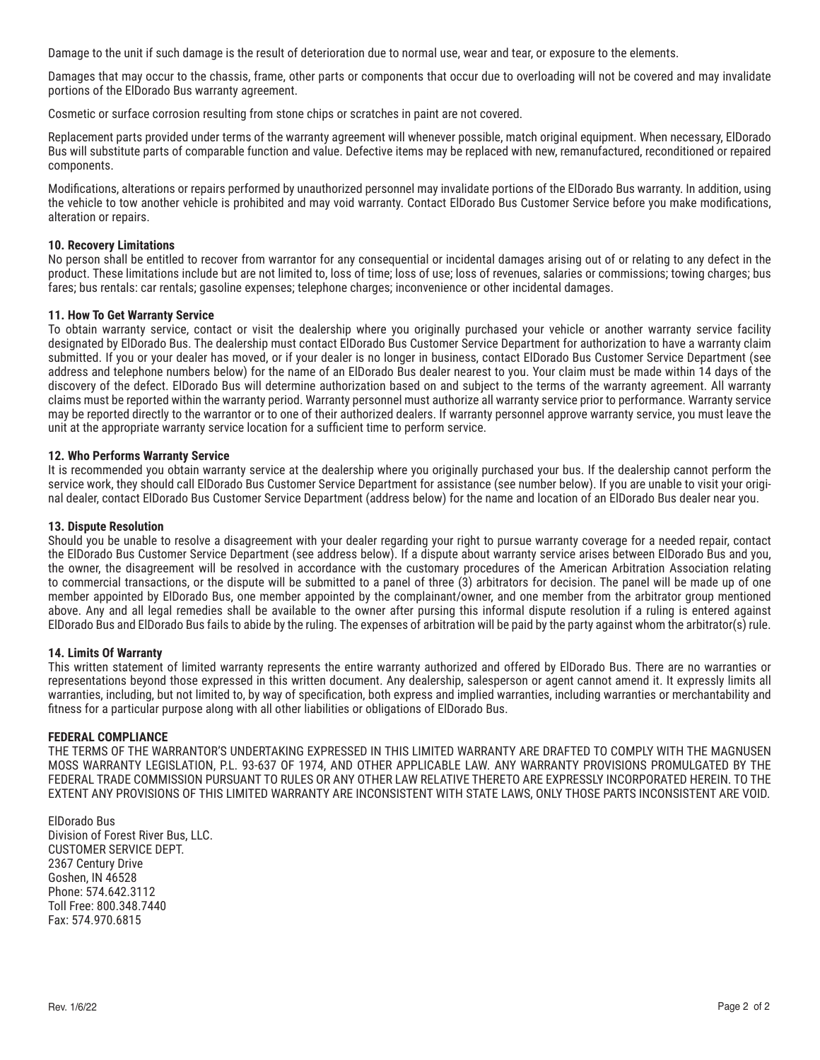Damage to the unit if such damage is the result of deterioration due to normal use, wear and tear, or exposure to the elements.

Damages that may occur to the chassis, frame, other parts or components that occur due to overloading will not be covered and may invalidate portions of the ElDorado Bus warranty agreement.

Cosmetic or surface corrosion resulting from stone chips or scratches in paint are not covered.

Replacement parts provided under terms of the warranty agreement will whenever possible, match original equipment. When necessary, ElDorado Bus will substitute parts of comparable function and value. Defective items may be replaced with new, remanufactured, reconditioned or repaired components.

Modifications, alterations or repairs performed by unauthorized personnel may invalidate portions of the ElDorado Bus warranty. In addition, using the vehicle to tow another vehicle is prohibited and may void warranty. Contact ElDorado Bus Customer Service before you make modifications, alteration or repairs.

**10. Recovery Limitations**
No person shall be entitled to recover from warrantor for any consequential or incidental damages arising out of or relating to any defect in the product. These limitations include but are not limited to, loss of time; loss of use; loss of revenues, salaries or commissions; towing charges; bus fares; bus rentals: car rentals; gasoline expenses; telephone charges; inconvenience or other incidental damages.

**11. How To Get Warranty Service**
To obtain warranty service, contact or visit the dealership where you originally purchased your vehicle or another warranty service facility designated by ElDorado Bus. The dealership must contact ElDorado Bus Customer Service Department for authorization to have a warranty claim submitted. If you or your dealer has moved, or if your dealer is no longer in business, contact ElDorado Bus Customer Service Department (see address and telephone numbers below) for the name of an ElDorado Bus dealer nearest to you. Your claim must be made within 14 days of the discovery of the defect. ElDorado Bus will determine authorization based on and subject to the terms of the warranty agreement. All warranty claims must be reported within the warranty period. Warranty personnel must authorize all warranty service prior to performance. Warranty service may be reported directly to the warrantor or to one of their authorized dealers. If warranty personnel approve warranty service, you must leave the unit at the appropriate warranty service location for a sufficient time to perform service.

**12. Who Performs Warranty Service**
It is recommended you obtain warranty service at the dealership where you originally purchased your bus. If the dealership cannot perform the service work, they should call ElDorado Bus Customer Service Department for assistance (see number below). If you are unable to visit your original dealer, contact ElDorado Bus Customer Service Department (address below) for the name and location of an ElDorado Bus dealer near you.

**13. Dispute Resolution**
Should you be unable to resolve a disagreement with your dealer regarding your right to pursue warranty coverage for a needed repair, contact the ElDorado Bus Customer Service Department (see address below). If a dispute about warranty service arises between ElDorado Bus and you, the owner, the disagreement will be resolved in accordance with the customary procedures of the American Arbitration Association relating to commercial transactions, or the dispute will be submitted to a panel of three (3) arbitrators for decision. The panel will be made up of one member appointed by ElDorado Bus, one member appointed by the complainant/owner, and one member from the arbitrator group mentioned above. Any and all legal remedies shall be available to the owner after pursing this informal dispute resolution if a ruling is entered against ElDorado Bus and ElDorado Bus fails to abide by the ruling. The expenses of arbitration will be paid by the party against whom the arbitrator(s) rule.

**14. Limits Of Warranty**
This written statement of limited warranty represents the entire warranty authorized and offered by ElDorado Bus. There are no warranties or representations beyond those expressed in this written document. Any dealership, salesperson or agent cannot amend it. It expressly limits all warranties, including, but not limited to, by way of specification, both express and implied warranties, including warranties or merchantability and fitness for a particular purpose along with all other liabilities or obligations of ElDorado Bus.

**FEDERAL COMPLIANCE**
THE TERMS OF THE WARRANTOR'S UNDERTAKING EXPRESSED IN THIS LIMITED WARRANTY ARE DRAFTED TO COMPLY WITH THE MAGNUSEN MOSS WARRANTY LEGISLATION, P.L. 93-637 OF 1974, AND OTHER APPLICABLE LAW. ANY WARRANTY PROVISIONS PROMULGATED BY THE FEDERAL TRADE COMMISSION PURSUANT TO RULES OR ANY OTHER LAW RELATIVE THERETO ARE EXPRESSLY INCORPORATED HEREIN. TO THE EXTENT ANY PROVISIONS OF THIS LIMITED WARRANTY ARE INCONSISTENT WITH STATE LAWS, ONLY THOSE PARTS INCONSISTENT ARE VOID.

ElDorado Bus
Division of Forest River Bus, LLC.
CUSTOMER SERVICE DEPT.
2367 Century Drive
Goshen, IN 46528
Phone: 574.642.3112
Toll Free: 800.348.7440
Fax: 574.970.6815

Rev. 1/6/22